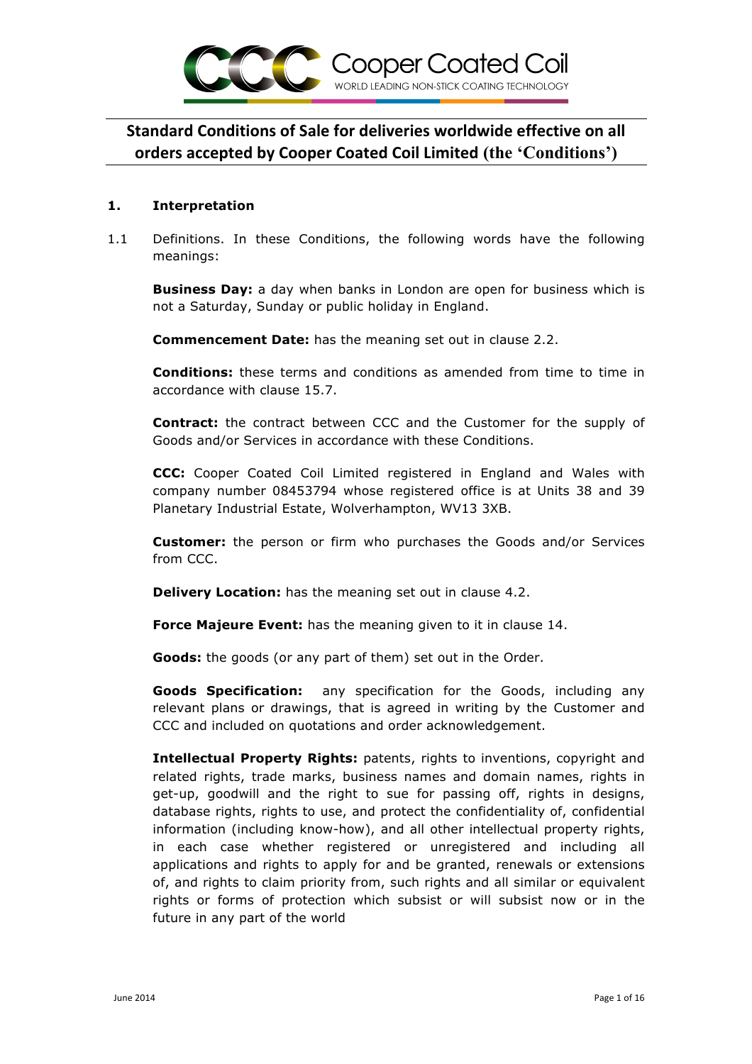Cooper Coated Coil
WORLD LEADING NON-STICK COATING TECHNOLOGY

# Standard Conditions of Sale for deliveries worldwide effective on all orders accepted by Cooper Coated Coil Limited (the 'Conditions')

## 1. Interpretation

1.1 Definitions. In these Conditions, the following words have the following meanings:

**Business Day:** a day when banks in London are open for business which is not a Saturday, Sunday or public holiday in England.

**Commencement Date:** has the meaning set out in clause 2.2.

**Conditions:** these terms and conditions as amended from time to time in accordance with clause 15.7.

**Contract:** the contract between CCC and the Customer for the supply of Goods and/or Services in accordance with these Conditions.

**CCC:** Cooper Coated Coil Limited registered in England and Wales with company number 08453794 whose registered office is at Units 38 and 39 Planetary Industrial Estate, Wolverhampton, WV13 3XB.

**Customer:** the person or firm who purchases the Goods and/or Services from CCC.

**Delivery Location:** has the meaning set out in clause 4.2.

**Force Majeure Event:** has the meaning given to it in clause 14.

**Goods:** the goods (or any part of them) set out in the Order.

**Goods Specification:** any specification for the Goods, including any relevant plans or drawings, that is agreed in writing by the Customer and CCC and included on quotations and order acknowledgement.

**Intellectual Property Rights:** patents, rights to inventions, copyright and related rights, trade marks, business names and domain names, rights in get-up, goodwill and the right to sue for passing off, rights in designs, database rights, rights to use, and protect the confidentiality of, confidential information (including know-how), and all other intellectual property rights, in each case whether registered or unregistered and including all applications and rights to apply for and be granted, renewals or extensions of, and rights to claim priority from, such rights and all similar or equivalent rights or forms of protection which subsist or will subsist now or in the future in any part of the world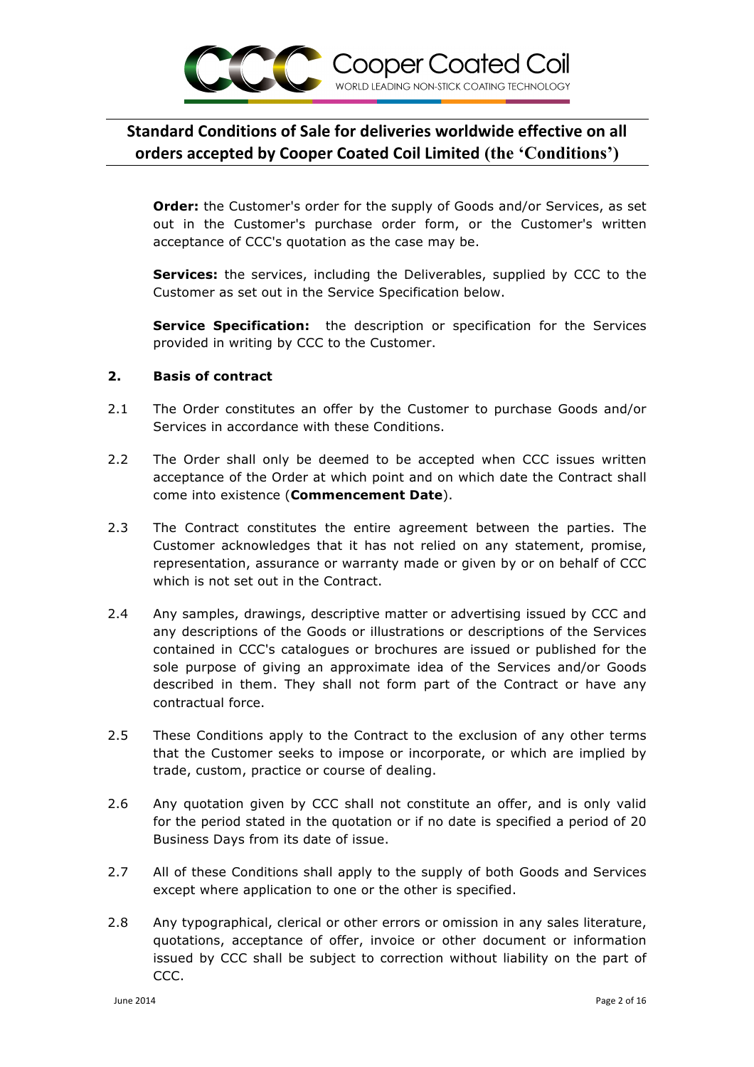**Order:** the Customer's order for the supply of Goods and/or Services, as set out in the Customer's purchase order form, or the Customer's written acceptance of CCC's quotation as the case may be.

**Services:** the services, including the Deliverables, supplied by CCC to the Customer as set out in the Service Specification below.

**Service Specification:** the description or specification for the Services provided in writing by CCC to the Customer.

**2. Basis of contract**

2.1 The Order constitutes an offer by the Customer to purchase Goods and/or Services in accordance with these Conditions.

2.2 The Order shall only be deemed to be accepted when CCC issues written acceptance of the Order at which point and on which date the Contract shall come into existence (**Commencement Date**).

2.3 The Contract constitutes the entire agreement between the parties. The Customer acknowledges that it has not relied on any statement, promise, representation, assurance or warranty made or given by or on behalf of CCC which is not set out in the Contract.

2.4 Any samples, drawings, descriptive matter or advertising issued by CCC and any descriptions of the Goods or illustrations or descriptions of the Services contained in CCC's catalogues or brochures are issued or published for the sole purpose of giving an approximate idea of the Services and/or Goods described in them. They shall not form part of the Contract or have any contractual force.

2.5 These Conditions apply to the Contract to the exclusion of any other terms that the Customer seeks to impose or incorporate, or which are implied by trade, custom, practice or course of dealing.

2.6 Any quotation given by CCC shall not constitute an offer, and is only valid for the period stated in the quotation or if no date is specified a period of 20 Business Days from its date of issue.

2.7 All of these Conditions shall apply to the supply of both Goods and Services except where application to one or the other is specified.

2.8 Any typographical, clerical or other errors or omission in any sales literature, quotations, acceptance of offer, invoice or other document or information issued by CCC shall be subject to correction without liability on the part of CCC.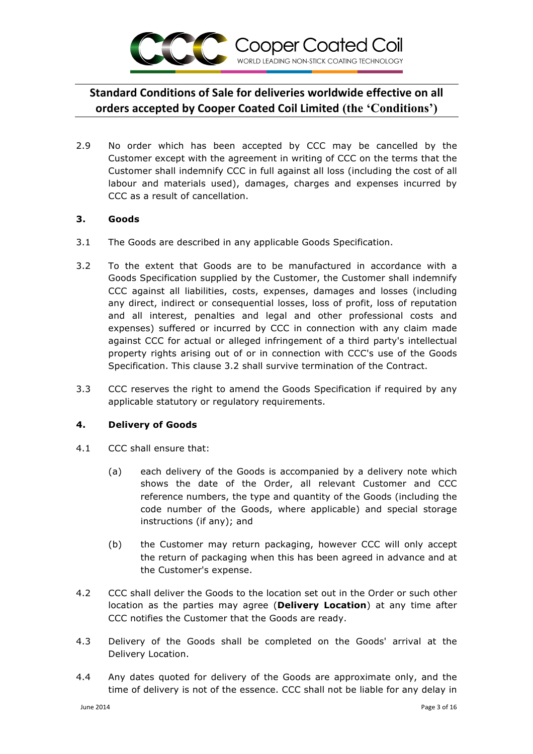2.9 No order which has been accepted by CCC may be cancelled by the Customer except with the agreement in writing of CCC on the terms that the Customer shall indemnify CCC in full against all loss (including the cost of all labour and materials used), damages, charges and expenses incurred by CCC as a result of cancellation.

### 3. Goods

3.1 The Goods are described in any applicable Goods Specification.

3.2 To the extent that Goods are to be manufactured in accordance with a Goods Specification supplied by the Customer, the Customer shall indemnify CCC against all liabilities, costs, expenses, damages and losses (including any direct, indirect or consequential losses, loss of profit, loss of reputation and all interest, penalties and legal and other professional costs and expenses) suffered or incurred by CCC in connection with any claim made against CCC for actual or alleged infringement of a third party's intellectual property rights arising out of or in connection with CCC's use of the Goods Specification. This clause 3.2 shall survive termination of the Contract.

3.3 CCC reserves the right to amend the Goods Specification if required by any applicable statutory or regulatory requirements.

### 4. Delivery of Goods

4.1 CCC shall ensure that:

(a) each delivery of the Goods is accompanied by a delivery note which shows the date of the Order, all relevant Customer and CCC reference numbers, the type and quantity of the Goods (including the code number of the Goods, where applicable) and special storage instructions (if any); and

(b) the Customer may return packaging, however CCC will only accept the return of packaging when this has been agreed in advance and at the Customer's expense.

4.2 CCC shall deliver the Goods to the location set out in the Order or such other location as the parties may agree (**Delivery Location**) at any time after CCC notifies the Customer that the Goods are ready.

4.3 Delivery of the Goods shall be completed on the Goods' arrival at the Delivery Location.

4.4 Any dates quoted for delivery of the Goods are approximate only, and the time of delivery is not of the essence. CCC shall not be liable for any delay in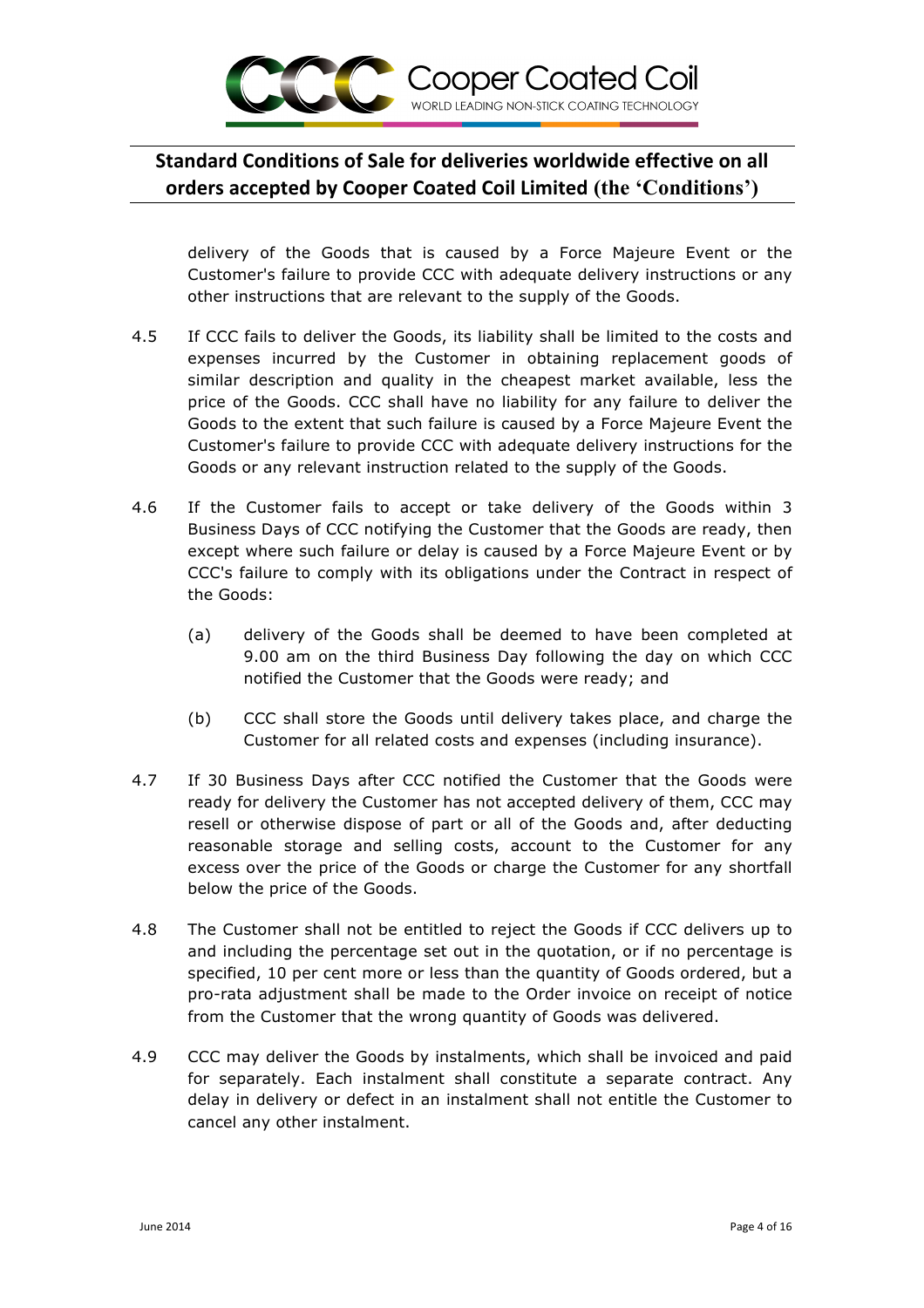delivery of the Goods that is caused by a Force Majeure Event or the Customer's failure to provide CCC with adequate delivery instructions or any other instructions that are relevant to the supply of the Goods.

4.5 If CCC fails to deliver the Goods, its liability shall be limited to the costs and expenses incurred by the Customer in obtaining replacement goods of similar description and quality in the cheapest market available, less the price of the Goods. CCC shall have no liability for any failure to deliver the Goods to the extent that such failure is caused by a Force Majeure Event the Customer's failure to provide CCC with adequate delivery instructions for the Goods or any relevant instruction related to the supply of the Goods.

4.6 If the Customer fails to accept or take delivery of the Goods within 3 Business Days of CCC notifying the Customer that the Goods are ready, then except where such failure or delay is caused by a Force Majeure Event or by CCC's failure to comply with its obligations under the Contract in respect of the Goods:

(a) delivery of the Goods shall be deemed to have been completed at 9.00 am on the third Business Day following the day on which CCC notified the Customer that the Goods were ready; and

(b) CCC shall store the Goods until delivery takes place, and charge the Customer for all related costs and expenses (including insurance).

4.7 If 30 Business Days after CCC notified the Customer that the Goods were ready for delivery the Customer has not accepted delivery of them, CCC may resell or otherwise dispose of part or all of the Goods and, after deducting reasonable storage and selling costs, account to the Customer for any excess over the price of the Goods or charge the Customer for any shortfall below the price of the Goods.

4.8 The Customer shall not be entitled to reject the Goods if CCC delivers up to and including the percentage set out in the quotation, or if no percentage is specified, 10 per cent more or less than the quantity of Goods ordered, but a pro-rata adjustment shall be made to the Order invoice on receipt of notice from the Customer that the wrong quantity of Goods was delivered.

4.9 CCC may deliver the Goods by instalments, which shall be invoiced and paid for separately. Each instalment shall constitute a separate contract. Any delay in delivery or defect in an instalment shall not entitle the Customer to cancel any other instalment.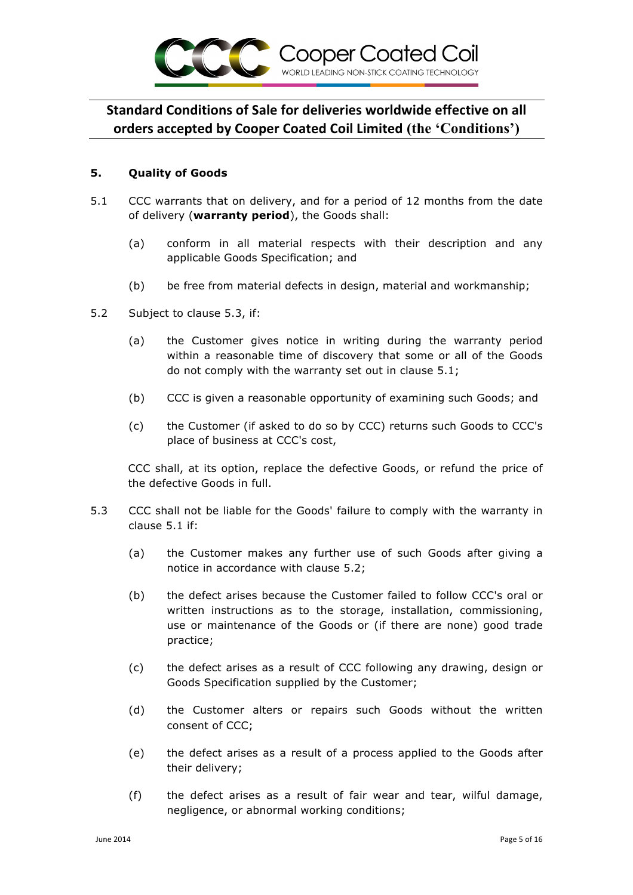### 5. Quality of Goods

5.1 CCC warrants that on delivery, and for a period of 12 months from the date of delivery (**warranty period**), the Goods shall:

(a) conform in all material respects with their description and any applicable Goods Specification; and

(b) be free from material defects in design, material and workmanship;

5.2 Subject to clause 5.3, if:

(a) the Customer gives notice in writing during the warranty period within a reasonable time of discovery that some or all of the Goods do not comply with the warranty set out in clause 5.1;

(b) CCC is given a reasonable opportunity of examining such Goods; and

(c) the Customer (if asked to do so by CCC) returns such Goods to CCC's place of business at CCC's cost,

CCC shall, at its option, replace the defective Goods, or refund the price of the defective Goods in full.

5.3 CCC shall not be liable for the Goods' failure to comply with the warranty in clause 5.1 if:

(a) the Customer makes any further use of such Goods after giving a notice in accordance with clause 5.2;

(b) the defect arises because the Customer failed to follow CCC's oral or written instructions as to the storage, installation, commissioning, use or maintenance of the Goods or (if there are none) good trade practice;

(c) the defect arises as a result of CCC following any drawing, design or Goods Specification supplied by the Customer;

(d) the Customer alters or repairs such Goods without the written consent of CCC;

(e) the defect arises as a result of a process applied to the Goods after their delivery;

(f) the defect arises as a result of fair wear and tear, wilful damage, negligence, or abnormal working conditions;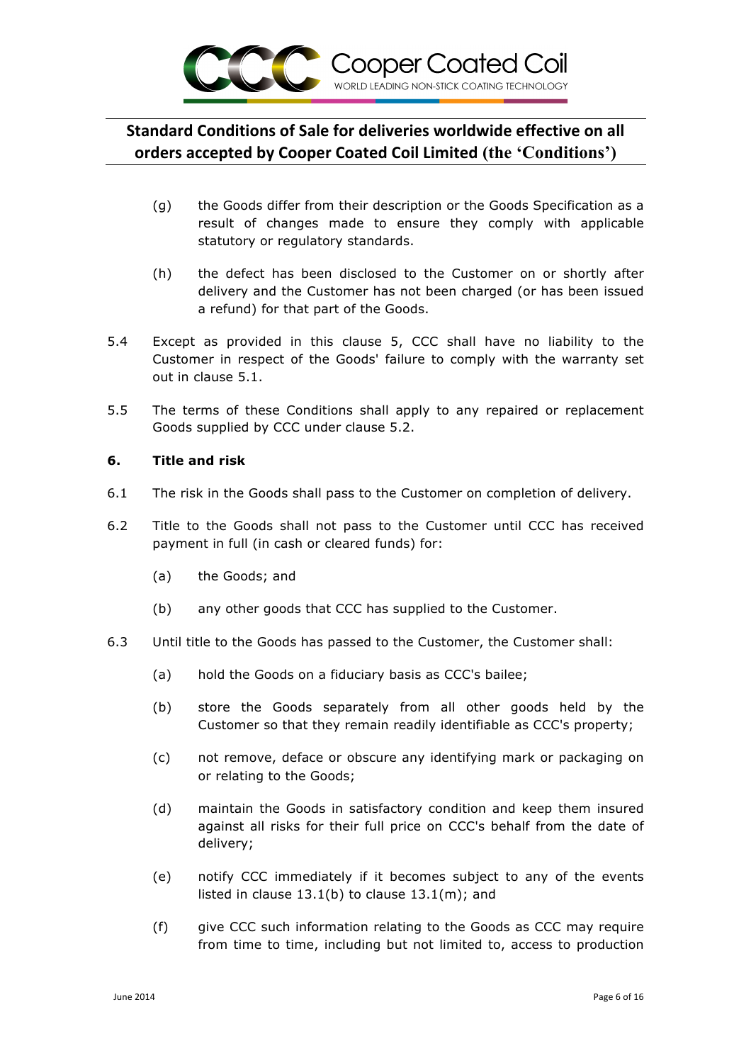(g) the Goods differ from their description or the Goods Specification as a result of changes made to ensure they comply with applicable statutory or regulatory standards.

(h) the defect has been disclosed to the Customer on or shortly after delivery and the Customer has not been charged (or has been issued a refund) for that part of the Goods.

5.4 Except as provided in this clause 5, CCC shall have no liability to the Customer in respect of the Goods' failure to comply with the warranty set out in clause 5.1.

5.5 The terms of these Conditions shall apply to any repaired or replacement Goods supplied by CCC under clause 5.2.

**6. Title and risk**

6.1 The risk in the Goods shall pass to the Customer on completion of delivery.

6.2 Title to the Goods shall not pass to the Customer until CCC has received payment in full (in cash or cleared funds) for:

(a) the Goods; and

(b) any other goods that CCC has supplied to the Customer.

6.3 Until title to the Goods has passed to the Customer, the Customer shall:

(a) hold the Goods on a fiduciary basis as CCC's bailee;

(b) store the Goods separately from all other goods held by the Customer so that they remain readily identifiable as CCC's property;

(c) not remove, deface or obscure any identifying mark or packaging on or relating to the Goods;

(d) maintain the Goods in satisfactory condition and keep them insured against all risks for their full price on CCC's behalf from the date of delivery;

(e) notify CCC immediately if it becomes subject to any of the events listed in clause 13.1(b) to clause 13.1(m); and

(f) give CCC such information relating to the Goods as CCC may require from time to time, including but not limited to, access to production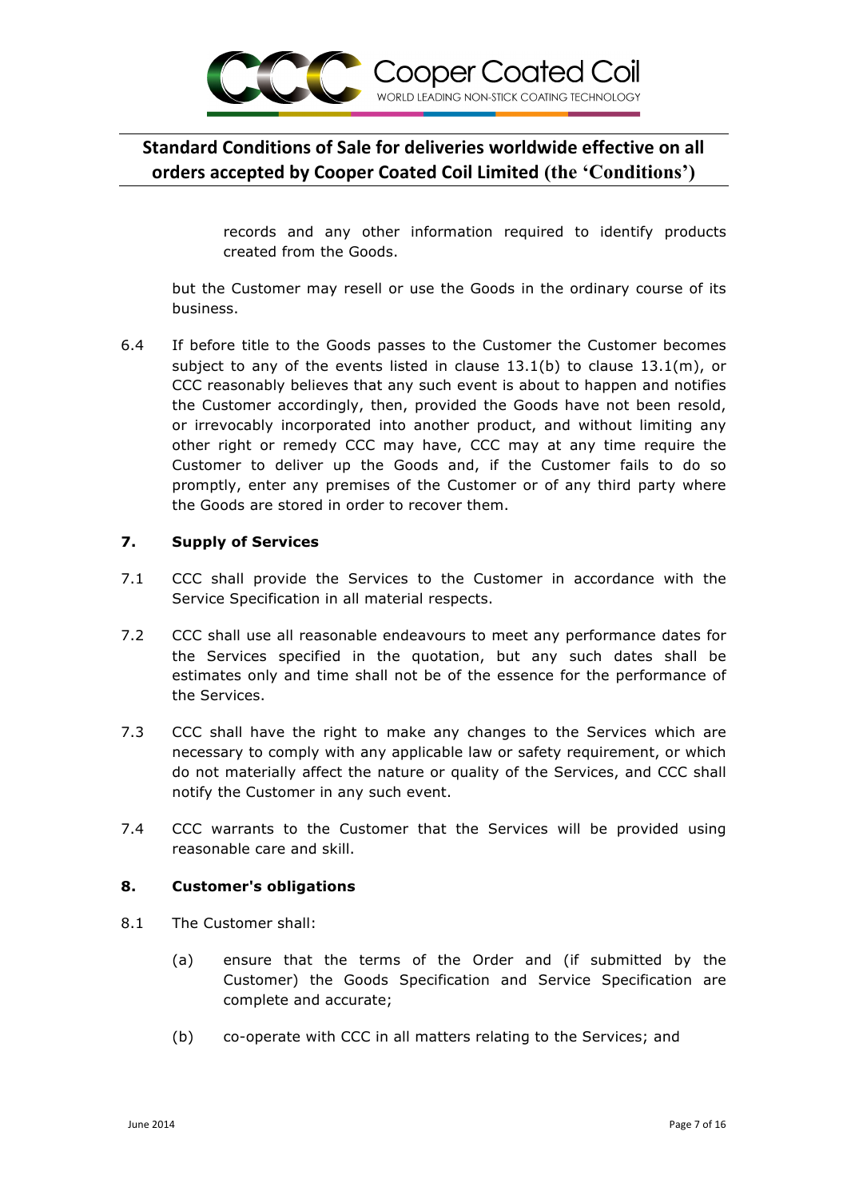records and any other information required to identify products created from the Goods.

but the Customer may resell or use the Goods in the ordinary course of its business.

6.4 If before title to the Goods passes to the Customer the Customer becomes subject to any of the events listed in clause 13.1(b) to clause 13.1(m), or CCC reasonably believes that any such event is about to happen and notifies the Customer accordingly, then, provided the Goods have not been resold, or irrevocably incorporated into another product, and without limiting any other right or remedy CCC may have, CCC may at any time require the Customer to deliver up the Goods and, if the Customer fails to do so promptly, enter any premises of the Customer or of any third party where the Goods are stored in order to recover them.

## 7. Supply of Services

7.1 CCC shall provide the Services to the Customer in accordance with the Service Specification in all material respects.

7.2 CCC shall use all reasonable endeavours to meet any performance dates for the Services specified in the quotation, but any such dates shall be estimates only and time shall not be of the essence for the performance of the Services.

7.3 CCC shall have the right to make any changes to the Services which are necessary to comply with any applicable law or safety requirement, or which do not materially affect the nature or quality of the Services, and CCC shall notify the Customer in any such event.

7.4 CCC warrants to the Customer that the Services will be provided using reasonable care and skill.

## 8. Customer's obligations

8.1 The Customer shall:

(a) ensure that the terms of the Order and (if submitted by the Customer) the Goods Specification and Service Specification are complete and accurate;

(b) co-operate with CCC in all matters relating to the Services; and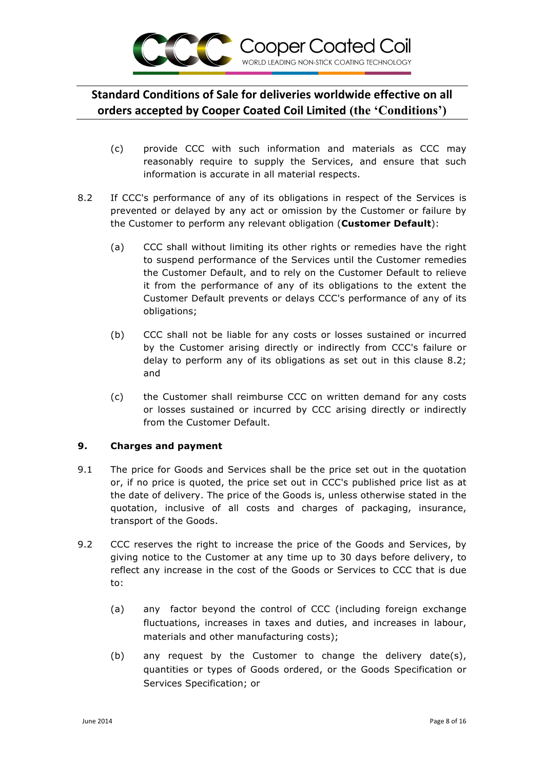(c) provide CCC with such information and materials as CCC may reasonably require to supply the Services, and ensure that such information is accurate in all material respects.

8.2 If CCC's performance of any of its obligations in respect of the Services is prevented or delayed by any act or omission by the Customer or failure by the Customer to perform any relevant obligation (**Customer Default**):

(a) CCC shall without limiting its other rights or remedies have the right to suspend performance of the Services until the Customer remedies the Customer Default, and to rely on the Customer Default to relieve it from the performance of any of its obligations to the extent the Customer Default prevents or delays CCC's performance of any of its obligations;

(b) CCC shall not be liable for any costs or losses sustained or incurred by the Customer arising directly or indirectly from CCC's failure or delay to perform any of its obligations as set out in this clause 8.2; and

(c) the Customer shall reimburse CCC on written demand for any costs or losses sustained or incurred by CCC arising directly or indirectly from the Customer Default.

### 9. Charges and payment

9.1 The price for Goods and Services shall be the price set out in the quotation or, if no price is quoted, the price set out in CCC's published price list as at the date of delivery. The price of the Goods is, unless otherwise stated in the quotation, inclusive of all costs and charges of packaging, insurance, transport of the Goods.

9.2 CCC reserves the right to increase the price of the Goods and Services, by giving notice to the Customer at any time up to 30 days before delivery, to reflect any increase in the cost of the Goods or Services to CCC that is due to:

(a) any factor beyond the control of CCC (including foreign exchange fluctuations, increases in taxes and duties, and increases in labour, materials and other manufacturing costs);

(b) any request by the Customer to change the delivery date(s), quantities or types of Goods ordered, or the Goods Specification or Services Specification; or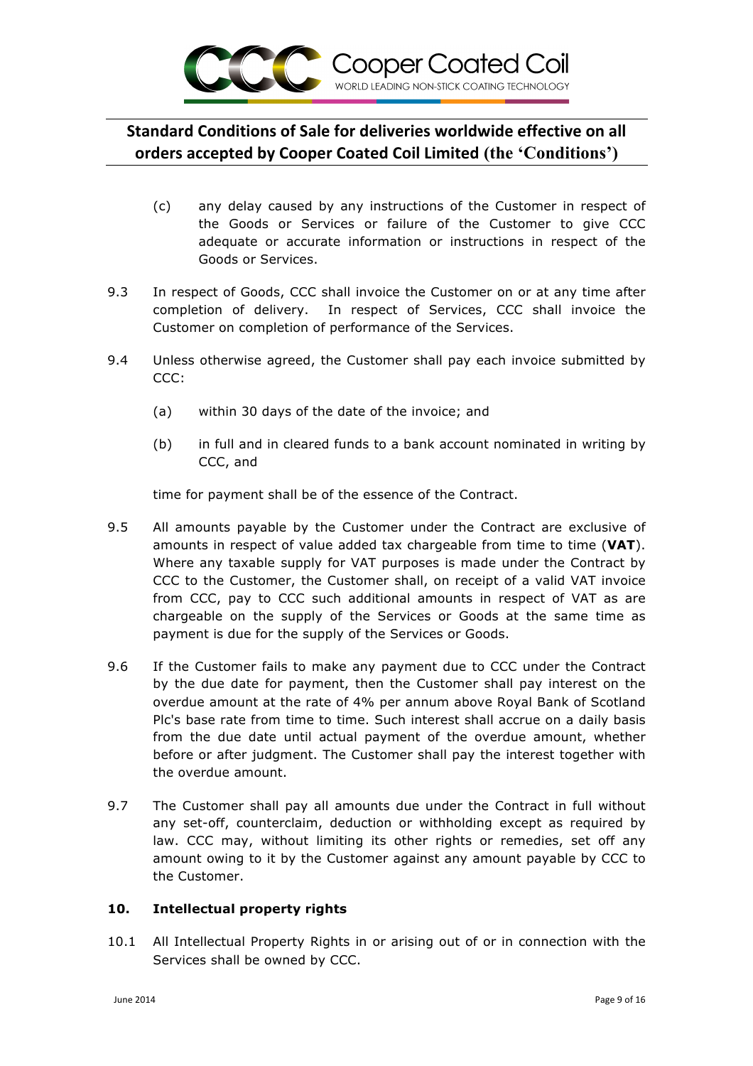(c) any delay caused by any instructions of the Customer in respect of the Goods or Services or failure of the Customer to give CCC adequate or accurate information or instructions in respect of the Goods or Services.

9.3 In respect of Goods, CCC shall invoice the Customer on or at any time after completion of delivery. In respect of Services, CCC shall invoice the Customer on completion of performance of the Services.

9.4 Unless otherwise agreed, the Customer shall pay each invoice submitted by CCC:

(a) within 30 days of the date of the invoice; and

(b) in full and in cleared funds to a bank account nominated in writing by CCC, and

time for payment shall be of the essence of the Contract.

9.5 All amounts payable by the Customer under the Contract are exclusive of amounts in respect of value added tax chargeable from time to time (**VAT**). Where any taxable supply for VAT purposes is made under the Contract by CCC to the Customer, the Customer shall, on receipt of a valid VAT invoice from CCC, pay to CCC such additional amounts in respect of VAT as are chargeable on the supply of the Services or Goods at the same time as payment is due for the supply of the Services or Goods.

9.6 If the Customer fails to make any payment due to CCC under the Contract by the due date for payment, then the Customer shall pay interest on the overdue amount at the rate of 4% per annum above Royal Bank of Scotland Plc's base rate from time to time. Such interest shall accrue on a daily basis from the due date until actual payment of the overdue amount, whether before or after judgment. The Customer shall pay the interest together with the overdue amount.

9.7 The Customer shall pay all amounts due under the Contract in full without any set-off, counterclaim, deduction or withholding except as required by law. CCC may, without limiting its other rights or remedies, set off any amount owing to it by the Customer against any amount payable by CCC to the Customer.

## 10. Intellectual property rights

10.1 All Intellectual Property Rights in or arising out of or in connection with the Services shall be owned by CCC.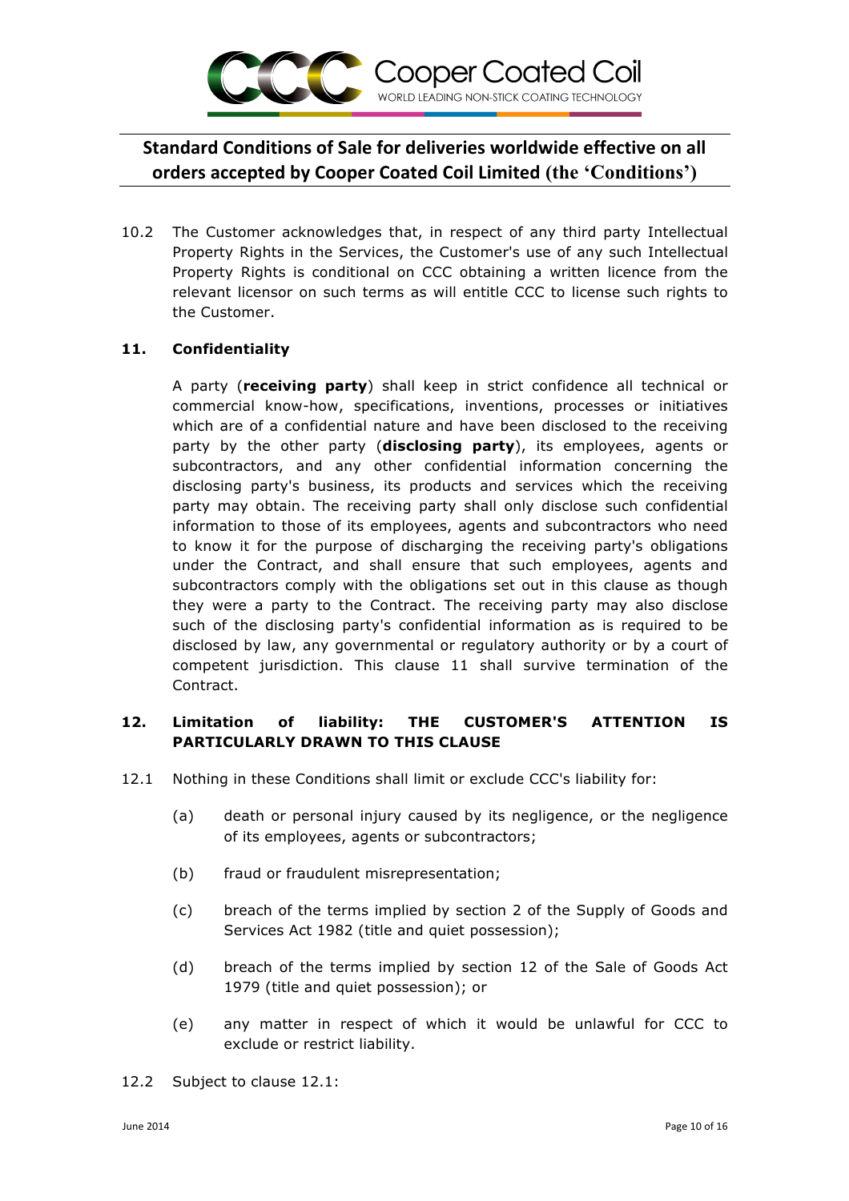10.2 The Customer acknowledges that, in respect of any third party Intellectual Property Rights in the Services, the Customer's use of any such Intellectual Property Rights is conditional on CCC obtaining a written licence from the relevant licensor on such terms as will entitle CCC to license such rights to the Customer.

## 11. Confidentiality

A party (**receiving party**) shall keep in strict confidence all technical or commercial know-how, specifications, inventions, processes or initiatives which are of a confidential nature and have been disclosed to the receiving party by the other party (**disclosing party**), its employees, agents or subcontractors, and any other confidential information concerning the disclosing party's business, its products and services which the receiving party may obtain. The receiving party shall only disclose such confidential information to those of its employees, agents and subcontractors who need to know it for the purpose of discharging the receiving party's obligations under the Contract, and shall ensure that such employees, agents and subcontractors comply with the obligations set out in this clause as though they were a party to the Contract. The receiving party may also disclose such of the disclosing party's confidential information as is required to be disclosed by law, any governmental or regulatory authority or by a court of competent jurisdiction. This clause 11 shall survive termination of the Contract.

## 12. Limitation of liability: THE CUSTOMER'S ATTENTION IS PARTICULARLY DRAWN TO THIS CLAUSE

12.1 Nothing in these Conditions shall limit or exclude CCC's liability for:

(a) death or personal injury caused by its negligence, or the negligence of its employees, agents or subcontractors;

(b) fraud or fraudulent misrepresentation;

(c) breach of the terms implied by section 2 of the Supply of Goods and Services Act 1982 (title and quiet possession);

(d) breach of the terms implied by section 12 of the Sale of Goods Act 1979 (title and quiet possession); or

(e) any matter in respect of which it would be unlawful for CCC to exclude or restrict liability.

12.2 Subject to clause 12.1: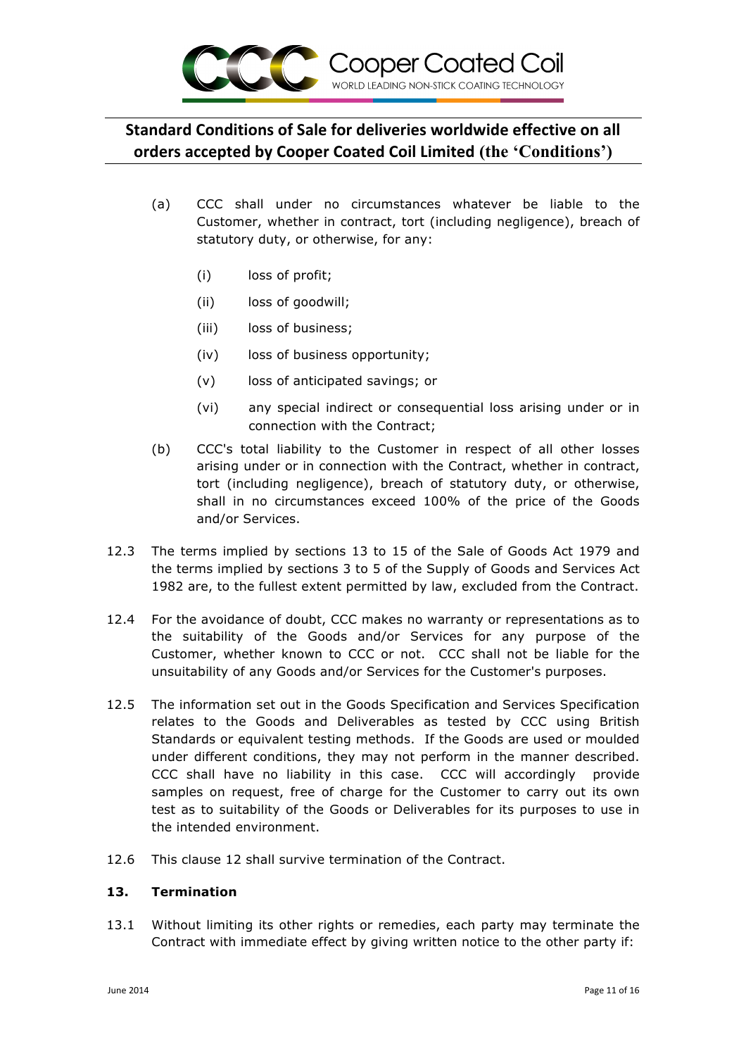(a) CCC shall under no circumstances whatever be liable to the Customer, whether in contract, tort (including negligence), breach of statutory duty, or otherwise, for any:

   (i) loss of profit;

   (ii) loss of goodwill;

   (iii) loss of business;

   (iv) loss of business opportunity;

   (v) loss of anticipated savings; or

   (vi) any special indirect or consequential loss arising under or in connection with the Contract;

(b) CCC's total liability to the Customer in respect of all other losses arising under or in connection with the Contract, whether in contract, tort (including negligence), breach of statutory duty, or otherwise, shall in no circumstances exceed 100% of the price of the Goods and/or Services.

12.3 The terms implied by sections 13 to 15 of the Sale of Goods Act 1979 and the terms implied by sections 3 to 5 of the Supply of Goods and Services Act 1982 are, to the fullest extent permitted by law, excluded from the Contract.

12.4 For the avoidance of doubt, CCC makes no warranty or representations as to the suitability of the Goods and/or Services for any purpose of the Customer, whether known to CCC or not. CCC shall not be liable for the unsuitability of any Goods and/or Services for the Customer's purposes.

12.5 The information set out in the Goods Specification and Services Specification relates to the Goods and Deliverables as tested by CCC using British Standards or equivalent testing methods. If the Goods are used or moulded under different conditions, they may not perform in the manner described. CCC shall have no liability in this case. CCC will accordingly provide samples on request, free of charge for the Customer to carry out its own test as to suitability of the Goods or Deliverables for its purposes to use in the intended environment.

12.6 This clause 12 shall survive termination of the Contract.

## 13. Termination

13.1 Without limiting its other rights or remedies, each party may terminate the Contract with immediate effect by giving written notice to the other party if: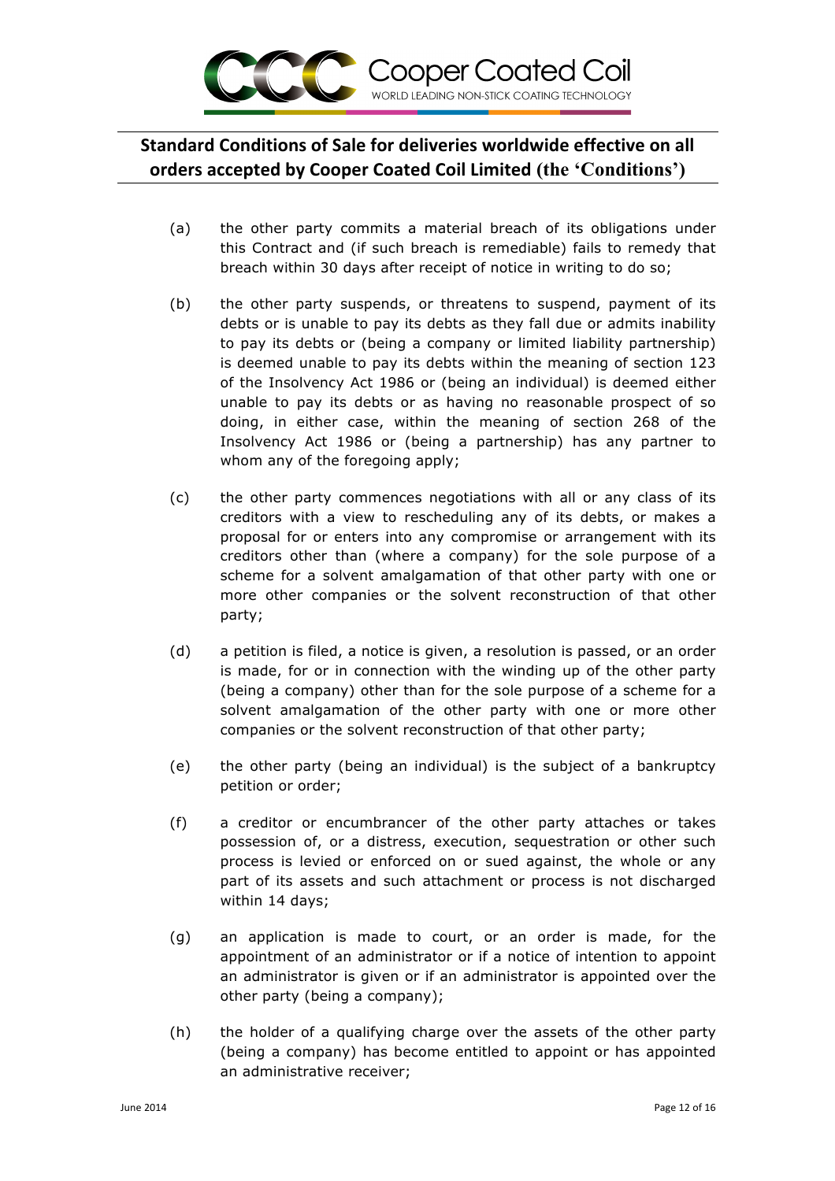(a) the other party commits a material breach of its obligations under this Contract and (if such breach is remediable) fails to remedy that breach within 30 days after receipt of notice in writing to do so;

(b) the other party suspends, or threatens to suspend, payment of its debts or is unable to pay its debts as they fall due or admits inability to pay its debts or (being a company or limited liability partnership) is deemed unable to pay its debts within the meaning of section 123 of the Insolvency Act 1986 or (being an individual) is deemed either unable to pay its debts or as having no reasonable prospect of so doing, in either case, within the meaning of section 268 of the Insolvency Act 1986 or (being a partnership) has any partner to whom any of the foregoing apply;

(c) the other party commences negotiations with all or any class of its creditors with a view to rescheduling any of its debts, or makes a proposal for or enters into any compromise or arrangement with its creditors other than (where a company) for the sole purpose of a scheme for a solvent amalgamation of that other party with one or more other companies or the solvent reconstruction of that other party;

(d) a petition is filed, a notice is given, a resolution is passed, or an order is made, for or in connection with the winding up of the other party (being a company) other than for the sole purpose of a scheme for a solvent amalgamation of the other party with one or more other companies or the solvent reconstruction of that other party;

(e) the other party (being an individual) is the subject of a bankruptcy petition or order;

(f) a creditor or encumbrancer of the other party attaches or takes possession of, or a distress, execution, sequestration or other such process is levied or enforced on or sued against, the whole or any part of its assets and such attachment or process is not discharged within 14 days;

(g) an application is made to court, or an order is made, for the appointment of an administrator or if a notice of intention to appoint an administrator is given or if an administrator is appointed over the other party (being a company);

(h) the holder of a qualifying charge over the assets of the other party (being a company) has become entitled to appoint or has appointed an administrative receiver;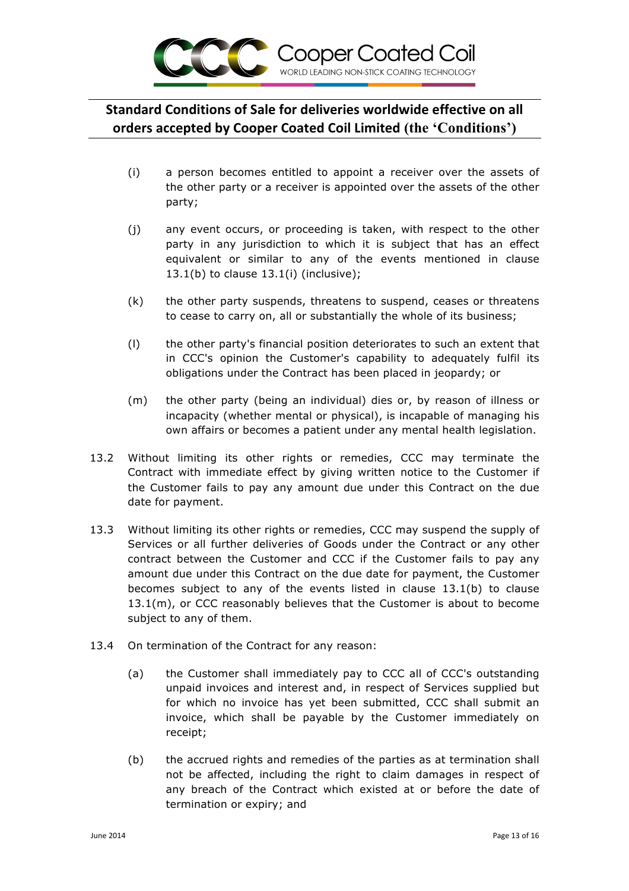(i) a person becomes entitled to appoint a receiver over the assets of the other party or a receiver is appointed over the assets of the other party;

(j) any event occurs, or proceeding is taken, with respect to the other party in any jurisdiction to which it is subject that has an effect equivalent or similar to any of the events mentioned in clause 13.1(b) to clause 13.1(i) (inclusive);

(k) the other party suspends, threatens to suspend, ceases or threatens to cease to carry on, all or substantially the whole of its business;

(l) the other party's financial position deteriorates to such an extent that in CCC's opinion the Customer's capability to adequately fulfil its obligations under the Contract has been placed in jeopardy; or

(m) the other party (being an individual) dies or, by reason of illness or incapacity (whether mental or physical), is incapable of managing his own affairs or becomes a patient under any mental health legislation.

13.2 Without limiting its other rights or remedies, CCC may terminate the Contract with immediate effect by giving written notice to the Customer if the Customer fails to pay any amount due under this Contract on the due date for payment.

13.3 Without limiting its other rights or remedies, CCC may suspend the supply of Services or all further deliveries of Goods under the Contract or any other contract between the Customer and CCC if the Customer fails to pay any amount due under this Contract on the due date for payment, the Customer becomes subject to any of the events listed in clause 13.1(b) to clause 13.1(m), or CCC reasonably believes that the Customer is about to become subject to any of them.

13.4 On termination of the Contract for any reason:

(a) the Customer shall immediately pay to CCC all of CCC's outstanding unpaid invoices and interest and, in respect of Services supplied but for which no invoice has yet been submitted, CCC shall submit an invoice, which shall be payable by the Customer immediately on receipt;

(b) the accrued rights and remedies of the parties as at termination shall not be affected, including the right to claim damages in respect of any breach of the Contract which existed at or before the date of termination or expiry; and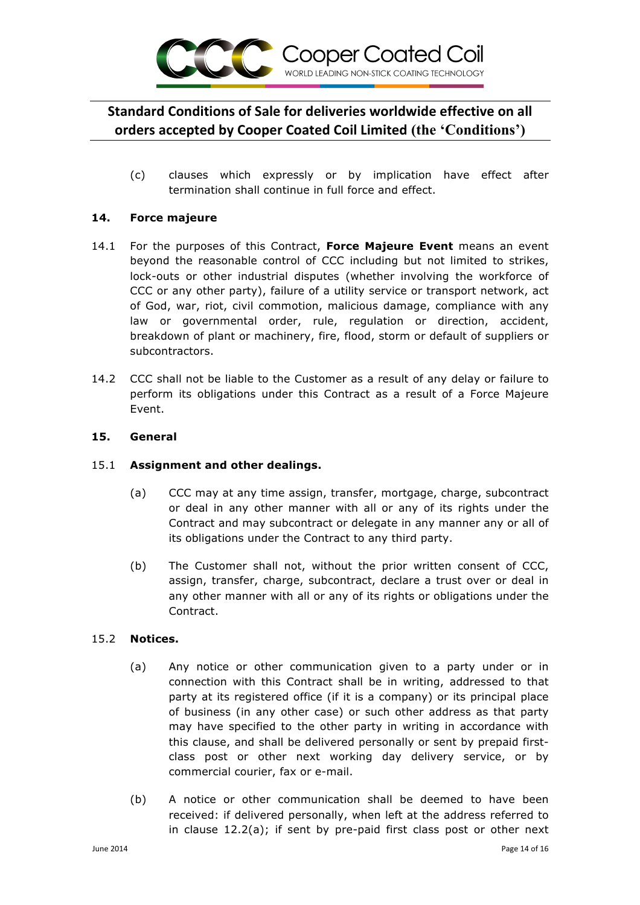(c) clauses which expressly or by implication have effect after termination shall continue in full force and effect.

## 14. Force majeure

14.1 For the purposes of this Contract, **Force Majeure Event** means an event beyond the reasonable control of CCC including but not limited to strikes, lock-outs or other industrial disputes (whether involving the workforce of CCC or any other party), failure of a utility service or transport network, act of God, war, riot, civil commotion, malicious damage, compliance with any law or governmental order, rule, regulation or direction, accident, breakdown of plant or machinery, fire, flood, storm or default of suppliers or subcontractors.

14.2 CCC shall not be liable to the Customer as a result of any delay or failure to perform its obligations under this Contract as a result of a Force Majeure Event.

## 15. General

### 15.1 Assignment and other dealings.

(a) CCC may at any time assign, transfer, mortgage, charge, subcontract or deal in any other manner with all or any of its rights under the Contract and may subcontract or delegate in any manner any or all of its obligations under the Contract to any third party.

(b) The Customer shall not, without the prior written consent of CCC, assign, transfer, charge, subcontract, declare a trust over or deal in any other manner with all or any of its rights or obligations under the Contract.

### 15.2 Notices.

(a) Any notice or other communication given to a party under or in connection with this Contract shall be in writing, addressed to that party at its registered office (if it is a company) or its principal place of business (in any other case) or such other address as that party may have specified to the other party in writing in accordance with this clause, and shall be delivered personally or sent by prepaid first-class post or other next working day delivery service, or by commercial courier, fax or e-mail.

(b) A notice or other communication shall be deemed to have been received: if delivered personally, when left at the address referred to in clause 12.2(a); if sent by pre-paid first class post or other next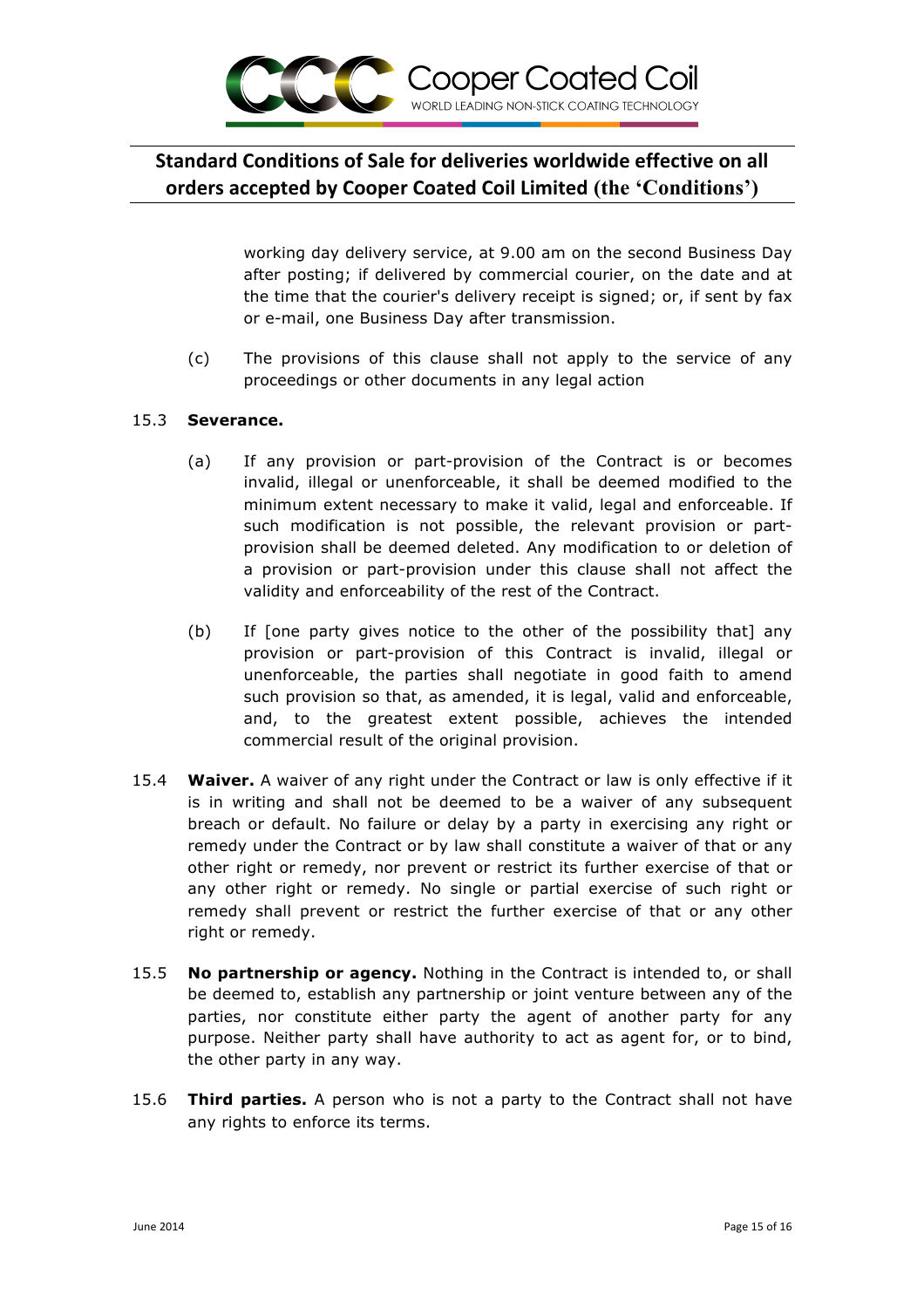working day delivery service, at 9.00 am on the second Business Day after posting; if delivered by commercial courier, on the date and at the time that the courier's delivery receipt is signed; or, if sent by fax or e-mail, one Business Day after transmission.

(c) The provisions of this clause shall not apply to the service of any proceedings or other documents in any legal action

15.3 **Severance.**

(a) If any provision or part-provision of the Contract is or becomes invalid, illegal or unenforceable, it shall be deemed modified to the minimum extent necessary to make it valid, legal and enforceable. If such modification is not possible, the relevant provision or part-provision shall be deemed deleted. Any modification to or deletion of a provision or part-provision under this clause shall not affect the validity and enforceability of the rest of the Contract.

(b) If [one party gives notice to the other of the possibility that] any provision or part-provision of this Contract is invalid, illegal or unenforceable, the parties shall negotiate in good faith to amend such provision so that, as amended, it is legal, valid and enforceable, and, to the greatest extent possible, achieves the intended commercial result of the original provision.

15.4 **Waiver.** A waiver of any right under the Contract or law is only effective if it is in writing and shall not be deemed to be a waiver of any subsequent breach or default. No failure or delay by a party in exercising any right or remedy under the Contract or by law shall constitute a waiver of that or any other right or remedy, nor prevent or restrict its further exercise of that or any other right or remedy. No single or partial exercise of such right or remedy shall prevent or restrict the further exercise of that or any other right or remedy.

15.5 **No partnership or agency.** Nothing in the Contract is intended to, or shall be deemed to, establish any partnership or joint venture between any of the parties, nor constitute either party the agent of another party for any purpose. Neither party shall have authority to act as agent for, or to bind, the other party in any way.

15.6 **Third parties.** A person who is not a party to the Contract shall not have any rights to enforce its terms.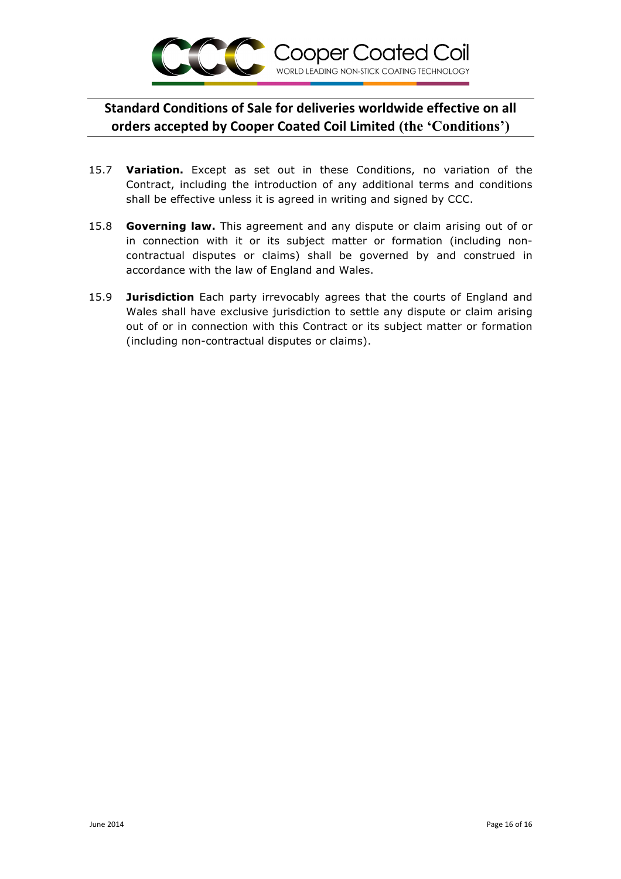**15.7 Variation.** Except as set out in these Conditions, no variation of the Contract, including the introduction of any additional terms and conditions shall be effective unless it is agreed in writing and signed by CCC.

**15.8 Governing law.** This agreement and any dispute or claim arising out of or in connection with it or its subject matter or formation (including non-contractual disputes or claims) shall be governed by and construed in accordance with the law of England and Wales.

**15.9 Jurisdiction** Each party irrevocably agrees that the courts of England and Wales shall have exclusive jurisdiction to settle any dispute or claim arising out of or in connection with this Contract or its subject matter or formation (including non-contractual disputes or claims).